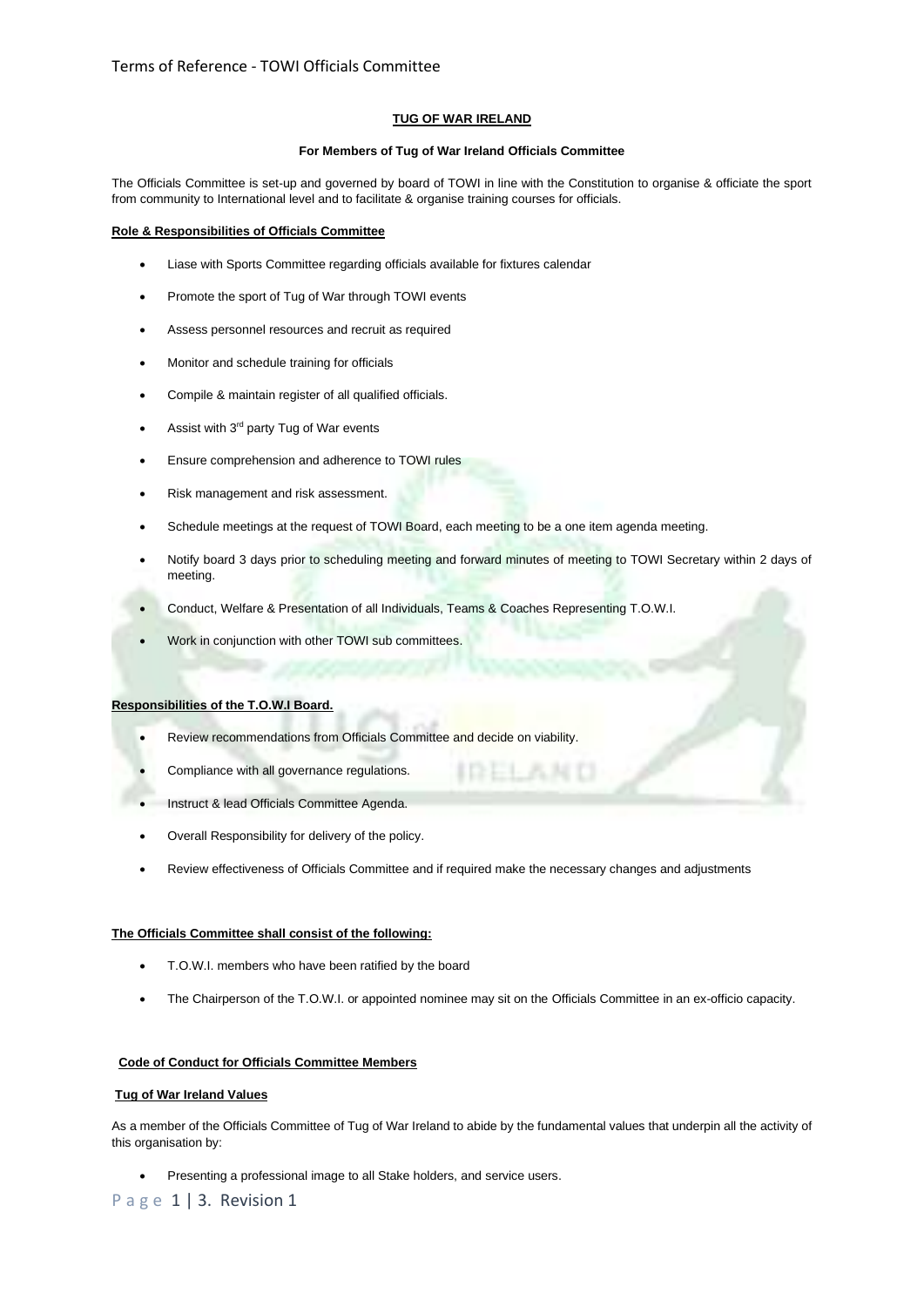# TUG OF WAR IRELAND

## For Members of Tug of War Ireland Officials Committee

The Officials Committee is set-up and governed by board of TOWI in line with the Constitution to organise & officiate the sport from community to International level and to facilitate & organise training courses for officials.

### Role & Responsibilities of Officials Committee

- Liase with Sports Committee regarding officials available for fixtures calendar
- Promote the sport of Tug of War through TOWI events
- Assess personnel resources and recruit as required
- Monitor and schedule training for officials
- Compile & maintain register of all qualified officials.
- Assist with 3rd party Tug of War events
- Ensure comprehension and adherence to TOWI rules
- Risk management and risk assessment.
- Schedule meetings at the request of TOWI Board, each meeting to be a one item agenda meeting.
- Notify board 3 days prior to scheduling meeting and forward minutes of meeting to TOWI Secretary within 2 days of meeting.
- Conduct, Welfare & Presentation of all Individuals, Teams & Coaches Representing T.O.W.I.
- Work in conjunction with other TOWI sub committees.

### Responsibilities of the T.O.W.I Board.

- Review recommendations from Officials Committee and decide on viability.
- Compliance with all governance regulations.
- Instruct & lead Officials Committee Agenda.
- Overall Responsibility for delivery of the policy.
- Review effectiveness of Officials Committee and if required make the necessary changes and adjustments

### The Officials Committee shall consist of the following:

- T.O.W.I. members who have been ratified by the board
- The Chairperson of the T.O.W.I. or appointed nominee may sit on the Officials Committee in an ex-officio capacity.

### Code of Conduct for Officials Committee Members

#### Tug of War Ireland Values

As a member of the Officials Committee of Tug of War Ireland to abide by the fundamental values that underpin all the activity of this organisation by:

- Presenting a professional image to all Stake holders, and service users.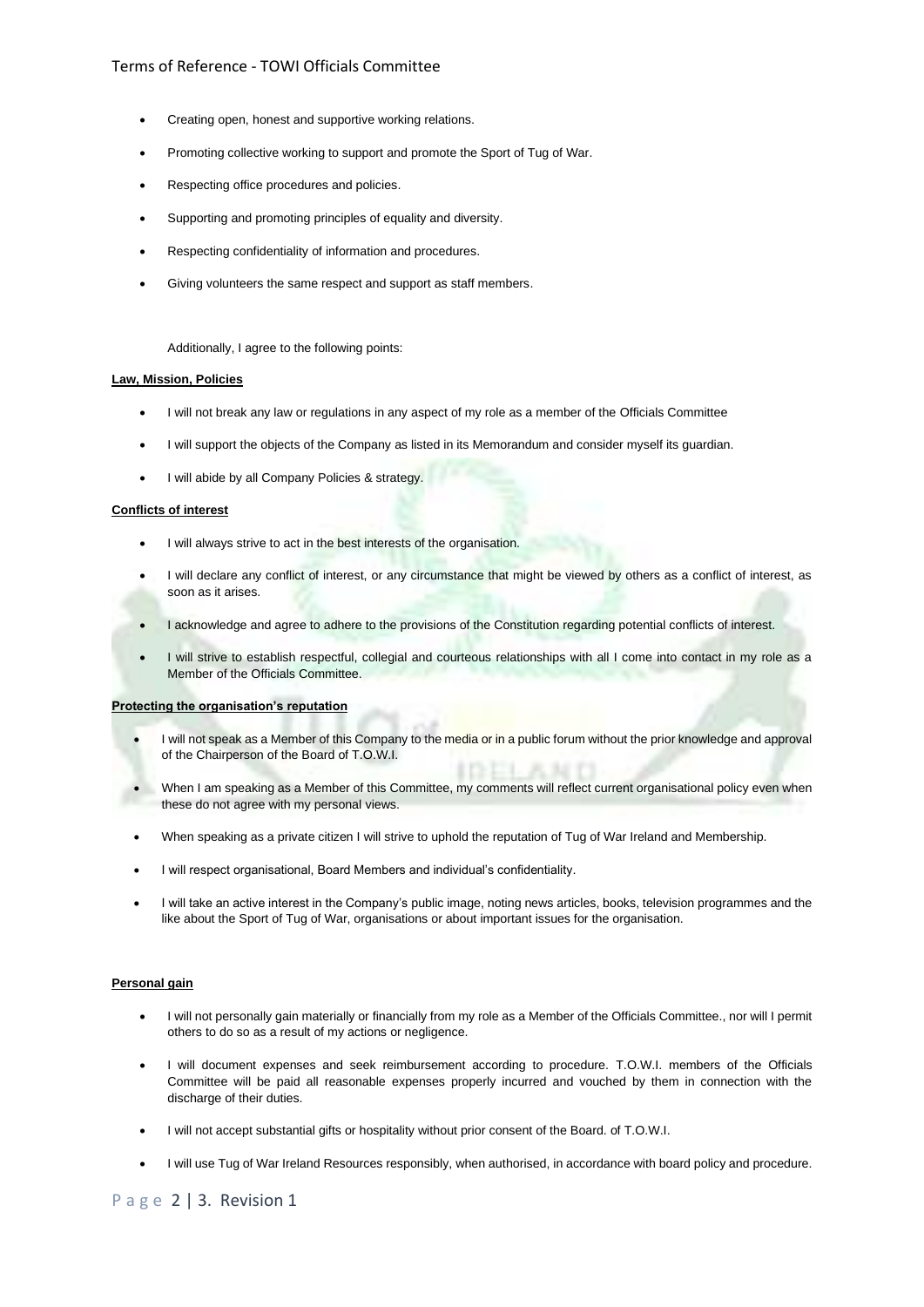- Creating open, honest and supportive working relations.
- Promoting collective working to support and promote the Sport of Tug of War.
- Respecting office procedures and policies.
- Supporting and promoting principles of equality and diversity.
- Respecting confidentiality of information and procedures.
- Giving volunteers the same respect and support as staff members.

Additionally, I agree to the following points:

**Law, Mission, Policies**

- I will not break any law or regulations in any aspect of my role as a member of the Officials Committee
- I will support the objects of the Company as listed in its Memorandum and consider myself its guardian.
- I will abide by all Company Policies & strategy.

**Conflicts of interest**

- I will always strive to act in the best interests of the organisation.
- I will declare any conflict of interest, or any circumstance that might be viewed by others as a conflict of interest, as soon as it arises.
- I acknowledge and agree to adhere to the provisions of the Constitution regarding potential conflicts of interest.
- I will strive to establish respectful, collegial and courteous relationships with all I come into contact in my role as a Member of the Officials Committee.

**Protecting the organisation's reputation**

- I will not speak as a Member of this Company to the media or in a public forum without the prior knowledge and approval of the Chairperson of the Board of T.O.W.I.
- When I am speaking as a Member of this Committee, my comments will reflect current organisational policy even when these do not agree with my personal views.
- When speaking as a private citizen I will strive to uphold the reputation of Tug of War Ireland and Membership.
- I will respect organisational, Board Members and individual's confidentiality.
- I will take an active interest in the Company's public image, noting news articles, books, television programmes and the like about the Sport of Tug of War, organisations or about important issues for the organisation.

**Personal gain**

- I will not personally gain materially or financially from my role as a Member of the Officials Committee., nor will I permit others to do so as a result of my actions or negligence.
- I will document expenses and seek reimbursement according to procedure. T.O.W.I. members of the Officials Committee will be paid all reasonable expenses properly incurred and vouched by them in connection with the discharge of their duties.
- I will not accept substantial gifts or hospitality without prior consent of the Board. of T.O.W.I.
- I will use Tug of War Ireland Resources responsibly, when authorised, in accordance with board policy and procedure.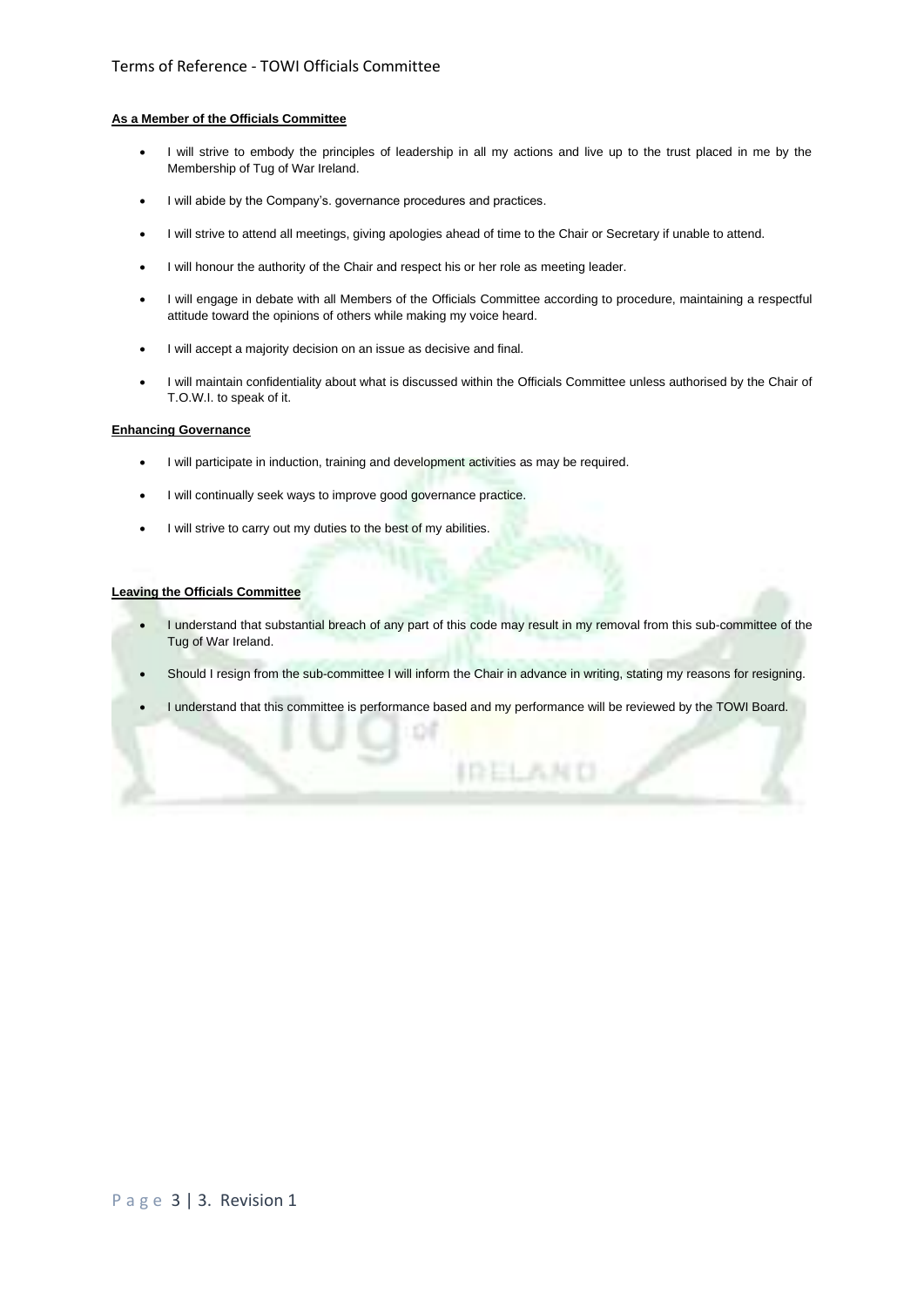**As a Member of the Officials Committee**

- I will strive to embody the principles of leadership in all my actions and live up to the trust placed in me by the Membership of Tug of War Ireland.
- I will abide by the Company's. governance procedures and practices.
- I will strive to attend all meetings, giving apologies ahead of time to the Chair or Secretary if unable to attend.
- I will honour the authority of the Chair and respect his or her role as meeting leader.
- I will engage in debate with all Members of the Officials Committee according to procedure, maintaining a respectful attitude toward the opinions of others while making my voice heard.
- I will accept a majority decision on an issue as decisive and final.
- I will maintain confidentiality about what is discussed within the Officials Committee unless authorised by the Chair of T.O.W.I. to speak of it.

**Enhancing Governance**

- I will participate in induction, training and development activities as may be required.
- I will continually seek ways to improve good governance practice.
- I will strive to carry out my duties to the best of my abilities.

**Leaving the Officials Committee**

- I understand that substantial breach of any part of this code may result in my removal from this sub-committee of the Tug of War Ireland.
- Should I resign from the sub-committee I will inform the Chair in advance in writing, stating my reasons for resigning.
- I understand that this committee is performance based and my performance will be reviewed by the TOWI Board.